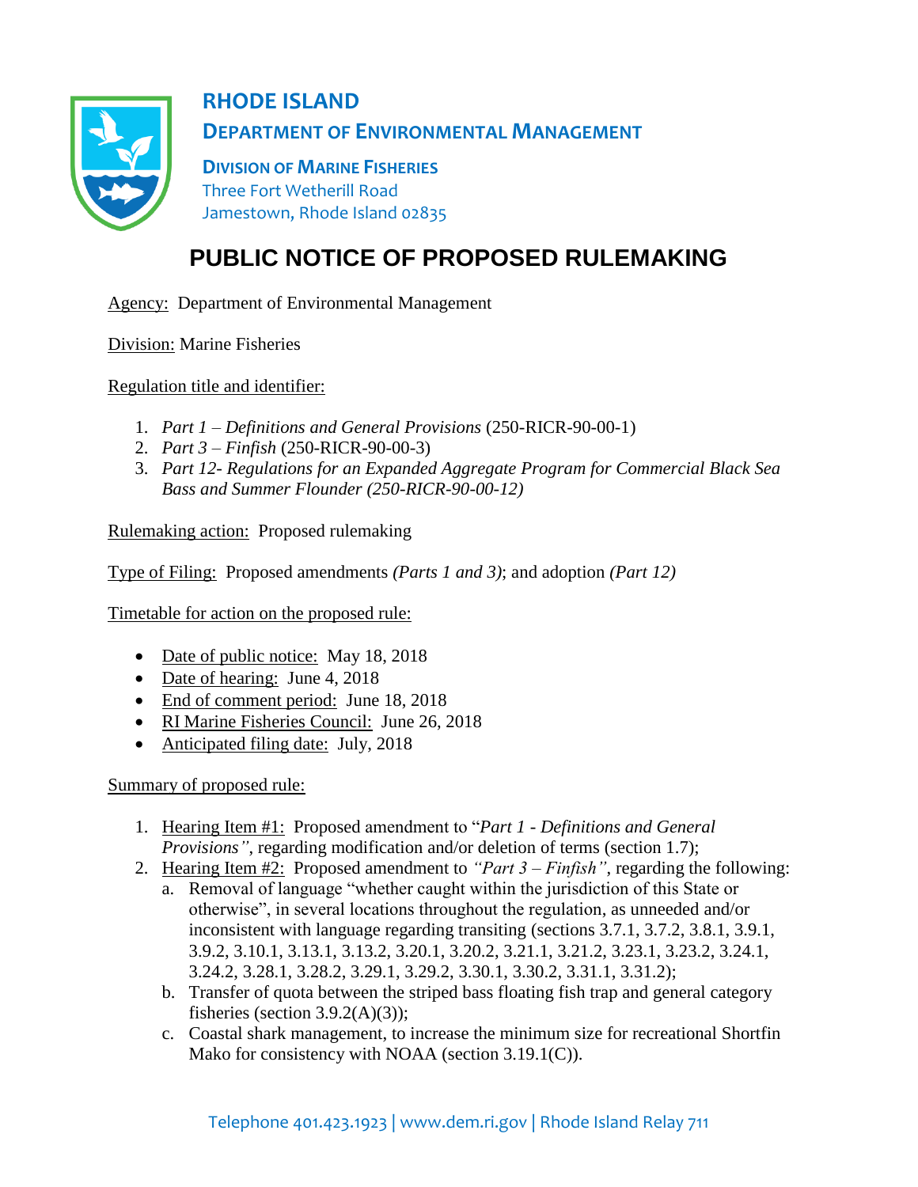# RHODE ISLAND

## DEPARTMENT OF ENVIRONMENTAL MANAGEMENT

**DIVISION OF MARINE FISHERIES**
Three Fort Wetherill Road
Jamestown, Rhode Island 02835

# PUBLIC NOTICE OF PROPOSED RULEMAKING

Agency: Department of Environmental Management

Division: Marine Fisheries

Regulation title and identifier:

1. *Part 1 – Definitions and General Provisions* (250-RICR-90-00-1)
2. *Part 3 – Finfish* (250-RICR-90-00-3)
3. *Part 12- Regulations for an Expanded Aggregate Program for Commercial Black Sea Bass and Summer Flounder (250-RICR-90-00-12)*

Rulemaking action: Proposed rulemaking

Type of Filing: Proposed amendments *(Parts 1 and 3)*; and adoption *(Part 12)*

Timetable for action on the proposed rule:

- Date of public notice: May 18, 2018
- Date of hearing: June 4, 2018
- End of comment period: June 18, 2018
- RI Marine Fisheries Council: June 26, 2018
- Anticipated filing date: July, 2018

Summary of proposed rule:

1. Hearing Item #1: Proposed amendment to "*Part 1 - Definitions and General Provisions"*, regarding modification and/or deletion of terms (section 1.7);
2. Hearing Item #2: Proposed amendment to *"Part 3 – Finfish"*, regarding the following:
   a. Removal of language "whether caught within the jurisdiction of this State or otherwise", in several locations throughout the regulation, as unneeded and/or inconsistent with language regarding transiting (sections 3.7.1, 3.7.2, 3.8.1, 3.9.1, 3.9.2, 3.10.1, 3.13.1, 3.13.2, 3.20.1, 3.20.2, 3.21.1, 3.21.2, 3.23.1, 3.23.2, 3.24.1, 3.24.2, 3.28.1, 3.28.2, 3.29.1, 3.29.2, 3.30.1, 3.30.2, 3.31.1, 3.31.2);
   b. Transfer of quota between the striped bass floating fish trap and general category fisheries (section 3.9.2(A)(3));
   c. Coastal shark management, to increase the minimum size for recreational Shortfin Mako for consistency with NOAA (section 3.19.1(C)).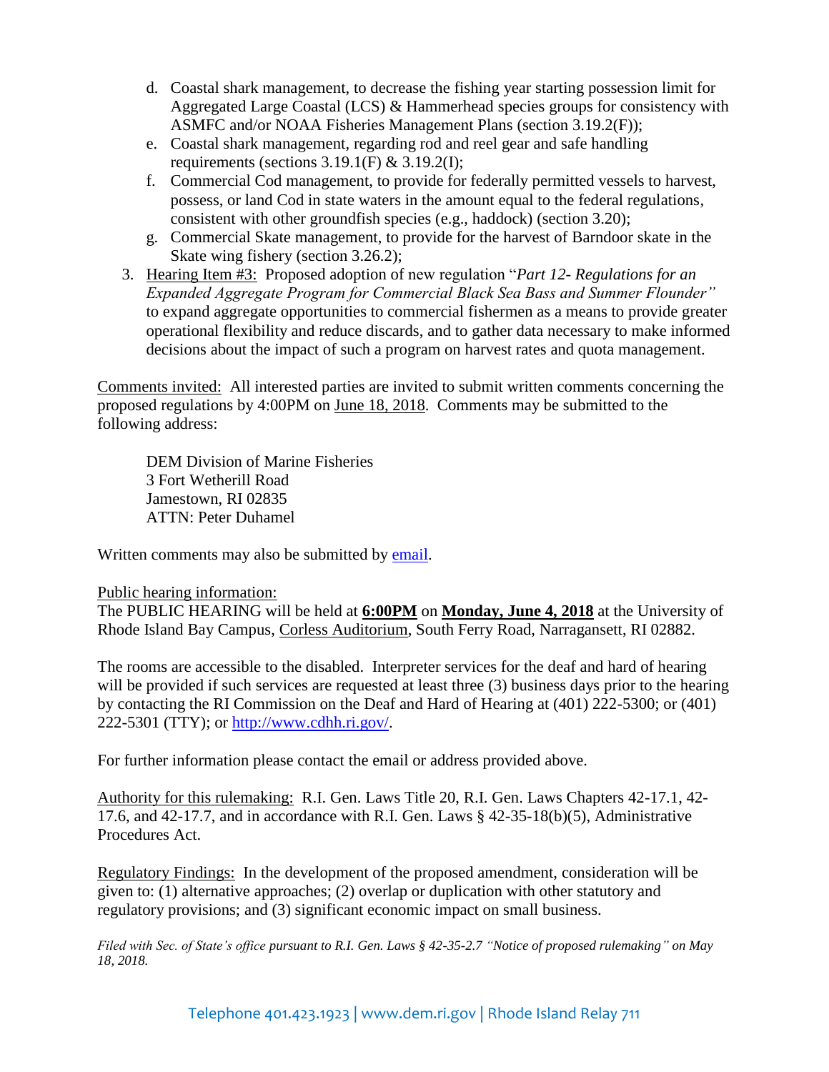d. Coastal shark management, to decrease the fishing year starting possession limit for Aggregated Large Coastal (LCS) & Hammerhead species groups for consistency with ASMFC and/or NOAA Fisheries Management Plans (section 3.19.2(F));
   e. Coastal shark management, regarding rod and reel gear and safe handling requirements (sections 3.19.1(F) & 3.19.2(I);
   f. Commercial Cod management, to provide for federally permitted vessels to harvest, possess, or land Cod in state waters in the amount equal to the federal regulations, consistent with other groundfish species (e.g., haddock) (section 3.20);
   g. Commercial Skate management, to provide for the harvest of Barndoor skate in the Skate wing fishery (section 3.26.2);

3. Hearing Item #3: Proposed adoption of new regulation "*Part 12- Regulations for an Expanded Aggregate Program for Commercial Black Sea Bass and Summer Flounder"* to expand aggregate opportunities to commercial fishermen as a means to provide greater operational flexibility and reduce discards, and to gather data necessary to make informed decisions about the impact of such a program on harvest rates and quota management.

Comments invited: All interested parties are invited to submit written comments concerning the proposed regulations by 4:00PM on June 18, 2018. Comments may be submitted to the following address:

DEM Division of Marine Fisheries
3 Fort Wetherill Road
Jamestown, RI 02835
ATTN: Peter Duhamel

Written comments may also be submitted by email.

Public hearing information:
The PUBLIC HEARING will be held at **6:00PM** on **Monday, June 4, 2018** at the University of Rhode Island Bay Campus, Corless Auditorium, South Ferry Road, Narragansett, RI 02882.

The rooms are accessible to the disabled. Interpreter services for the deaf and hard of hearing will be provided if such services are requested at least three (3) business days prior to the hearing by contacting the RI Commission on the Deaf and Hard of Hearing at (401) 222-5300; or (401) 222-5301 (TTY); or http://www.cdhh.ri.gov/.

For further information please contact the email or address provided above.

Authority for this rulemaking: R.I. Gen. Laws Title 20, R.I. Gen. Laws Chapters 42-17.1, 42-17.6, and 42-17.7, and in accordance with R.I. Gen. Laws § 42-35-18(b)(5), Administrative Procedures Act.

Regulatory Findings: In the development of the proposed amendment, consideration will be given to: (1) alternative approaches; (2) overlap or duplication with other statutory and regulatory provisions; and (3) significant economic impact on small business.

*Filed with Sec. of State's office pursuant to R.I. Gen. Laws § 42-35-2.7 "Notice of proposed rulemaking" on May 18, 2018.*

Telephone 401.423.1923 | www.dem.ri.gov | Rhode Island Relay 711